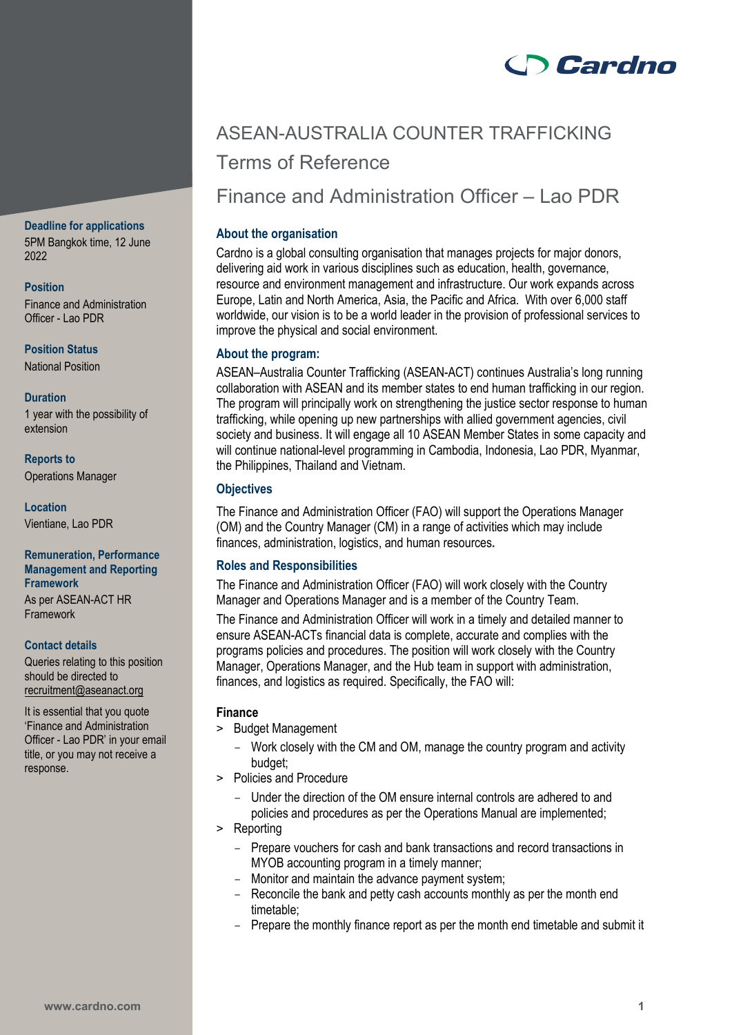# ASEAN-AUSTRALIA COUNTER TRAFFICKING

## Terms of Reference

## Finance and Administration Officer – Lao PDR

**Deadline for applications**
5PM Bangkok time, 12 June 2022

**Position**
Finance and Administration Officer - Lao PDR

**Position Status**
National Position

**Duration**
1 year with the possibility of extension

**Reports to**
Operations Manager

**Location**
Vientiane, Lao PDR

**Remuneration, Performance Management and Reporting Framework**
As per ASEAN-ACT HR Framework

**Contact details**
Queries relating to this position should be directed to recruitment@aseanact.org

It is essential that you quote 'Finance and Administration Officer - Lao PDR' in your email title, or you may not receive a response.

### About the organisation

Cardno is a global consulting organisation that manages projects for major donors, delivering aid work in various disciplines such as education, health, governance, resource and environment management and infrastructure. Our work expands across Europe, Latin and North America, Asia, the Pacific and Africa. With over 6,000 staff worldwide, our vision is to be a world leader in the provision of professional services to improve the physical and social environment.

### About the program:

ASEAN–Australia Counter Trafficking (ASEAN-ACT) continues Australia's long running collaboration with ASEAN and its member states to end human trafficking in our region. The program will principally work on strengthening the justice sector response to human trafficking, while opening up new partnerships with allied government agencies, civil society and business. It will engage all 10 ASEAN Member States in some capacity and will continue national-level programming in Cambodia, Indonesia, Lao PDR, Myanmar, the Philippines, Thailand and Vietnam.

### Objectives

The Finance and Administration Officer (FAO) will support the Operations Manager (OM) and the Country Manager (CM) in a range of activities which may include finances, administration, logistics, and human resources.

### Roles and Responsibilities

The Finance and Administration Officer (FAO) will work closely with the Country Manager and Operations Manager and is a member of the Country Team.

The Finance and Administration Officer will work in a timely and detailed manner to ensure ASEAN-ACTs financial data is complete, accurate and complies with the programs policies and procedures. The position will work closely with the Country Manager, Operations Manager, and the Hub team in support with administration, finances, and logistics as required. Specifically, the FAO will:

**Finance**

> Budget Management
  - Work closely with the CM and OM, manage the country program and activity budget;

> Policies and Procedure
  - Under the direction of the OM ensure internal controls are adhered to and policies and procedures as per the Operations Manual are implemented;

> Reporting
  - Prepare vouchers for cash and bank transactions and record transactions in MYOB accounting program in a timely manner;
  - Monitor and maintain the advance payment system;
  - Reconcile the bank and petty cash accounts monthly as per the month end timetable;
  - Prepare the monthly finance report as per the month end timetable and submit it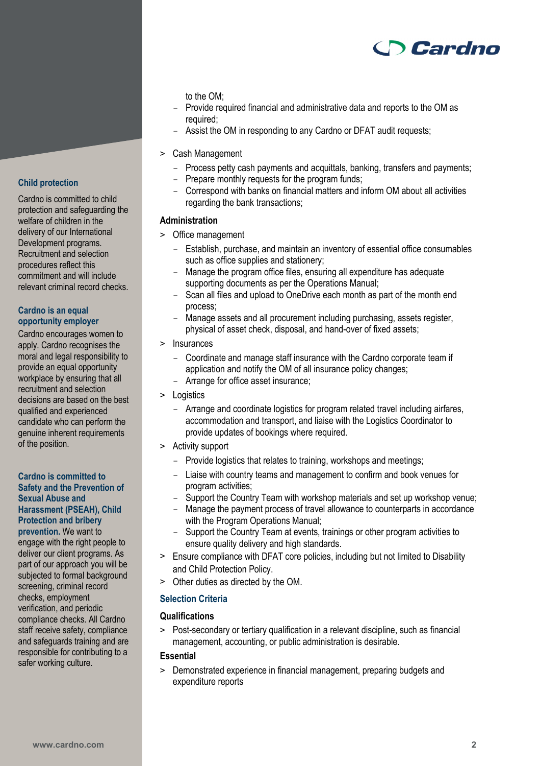### Child protection

Cardno is committed to child protection and safeguarding the welfare of children in the delivery of our International Development programs. Recruitment and selection procedures reflect this commitment and will include relevant criminal record checks.

### Cardno is an equal opportunity employer

Cardno encourages women to apply. Cardno recognises the moral and legal responsibility to provide an equal opportunity workplace by ensuring that all recruitment and selection decisions are based on the best qualified and experienced candidate who can perform the genuine inherent requirements of the position.

**Cardno is committed to Safety and the Prevention of Sexual Abuse and Harassment (PSEAH), Child Protection and bribery prevention.** We want to engage with the right people to deliver our client programs. As part of our approach you will be subjected to formal background screening, criminal record checks, employment verification, and periodic compliance checks. All Cardno staff receive safety, compliance and safeguards training and are responsible for contributing to a safer working culture.

to the OM;

- Provide required financial and administrative data and reports to the OM as required;
- Assist the OM in responding to any Cardno or DFAT audit requests;

> Cash Management
  - Process petty cash payments and acquittals, banking, transfers and payments;
  - Prepare monthly requests for the program funds;
  - Correspond with banks on financial matters and inform OM about all activities regarding the bank transactions;

**Administration**

> Office management
  - Establish, purchase, and maintain an inventory of essential office consumables such as office supplies and stationery;
  - Manage the program office files, ensuring all expenditure has adequate supporting documents as per the Operations Manual;
  - Scan all files and upload to OneDrive each month as part of the month end process;
  - Manage assets and all procurement including purchasing, assets register, physical of asset check, disposal, and hand-over of fixed assets;

> Insurances
  - Coordinate and manage staff insurance with the Cardno corporate team if application and notify the OM of all insurance policy changes;
  - Arrange for office asset insurance;

> Logistics
  - Arrange and coordinate logistics for program related travel including airfares, accommodation and transport, and liaise with the Logistics Coordinator to provide updates of bookings where required.

> Activity support
  - Provide logistics that relates to training, workshops and meetings;
  - Liaise with country teams and management to confirm and book venues for program activities;
  - Support the Country Team with workshop materials and set up workshop venue;
  - Manage the payment process of travel allowance to counterparts in accordance with the Program Operations Manual;
  - Support the Country Team at events, trainings or other program activities to ensure quality delivery and high standards.

> Ensure compliance with DFAT core policies, including but not limited to Disability and Child Protection Policy.

> Other duties as directed by the OM.

## Selection Criteria

**Qualifications**

> Post-secondary or tertiary qualification in a relevant discipline, such as financial management, accounting, or public administration is desirable.

**Essential**

> Demonstrated experience in financial management, preparing budgets and expenditure reports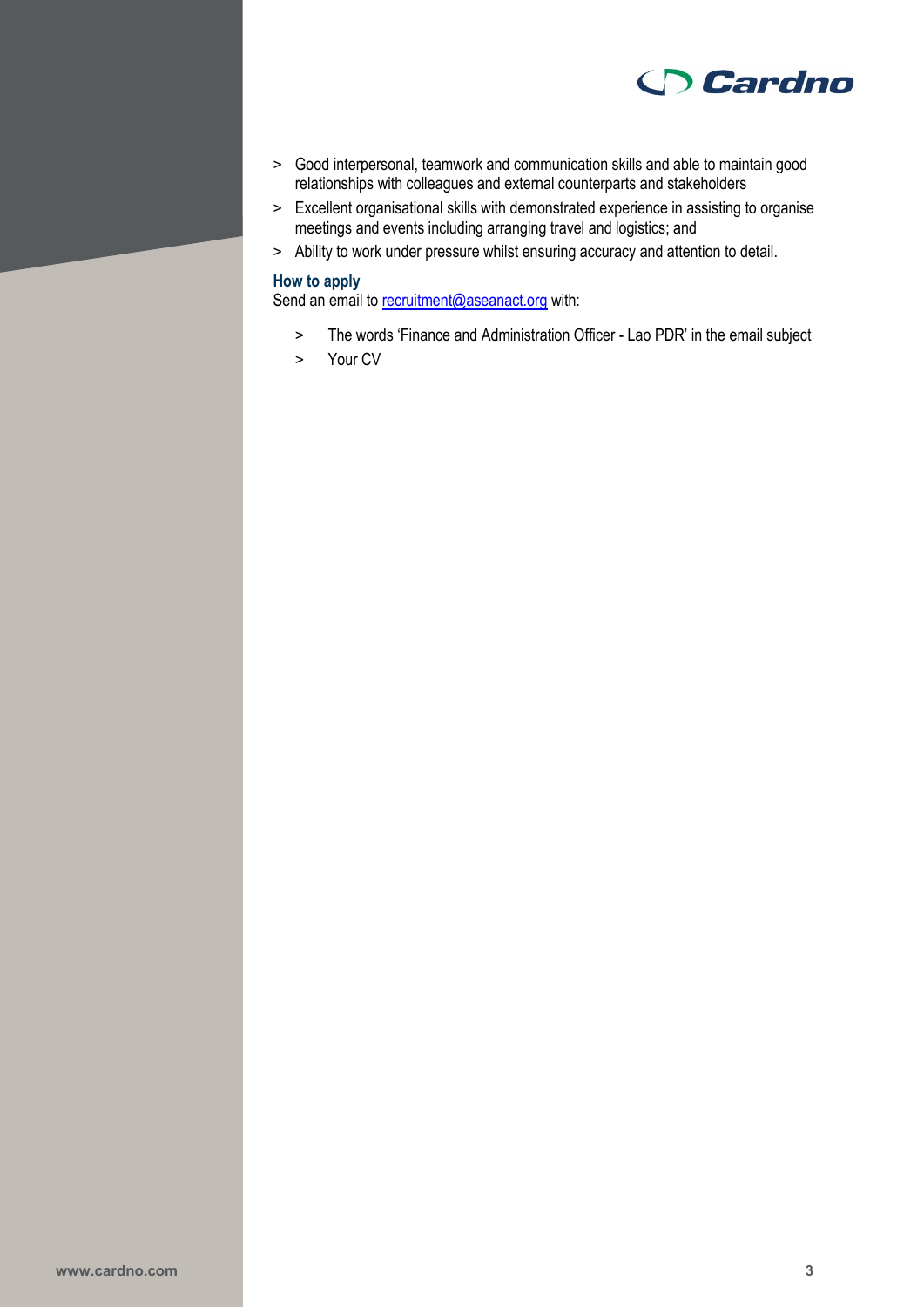- Good interpersonal, teamwork and communication skills and able to maintain good relationships with colleagues and external counterparts and stakeholders
- Excellent organisational skills with demonstrated experience in assisting to organise meetings and events including arranging travel and logistics; and
- Ability to work under pressure whilst ensuring accuracy and attention to detail.

**How to apply**

Send an email to recruitment@aseanact.org with:

- The words 'Finance and Administration Officer - Lao PDR' in the email subject
- Your CV